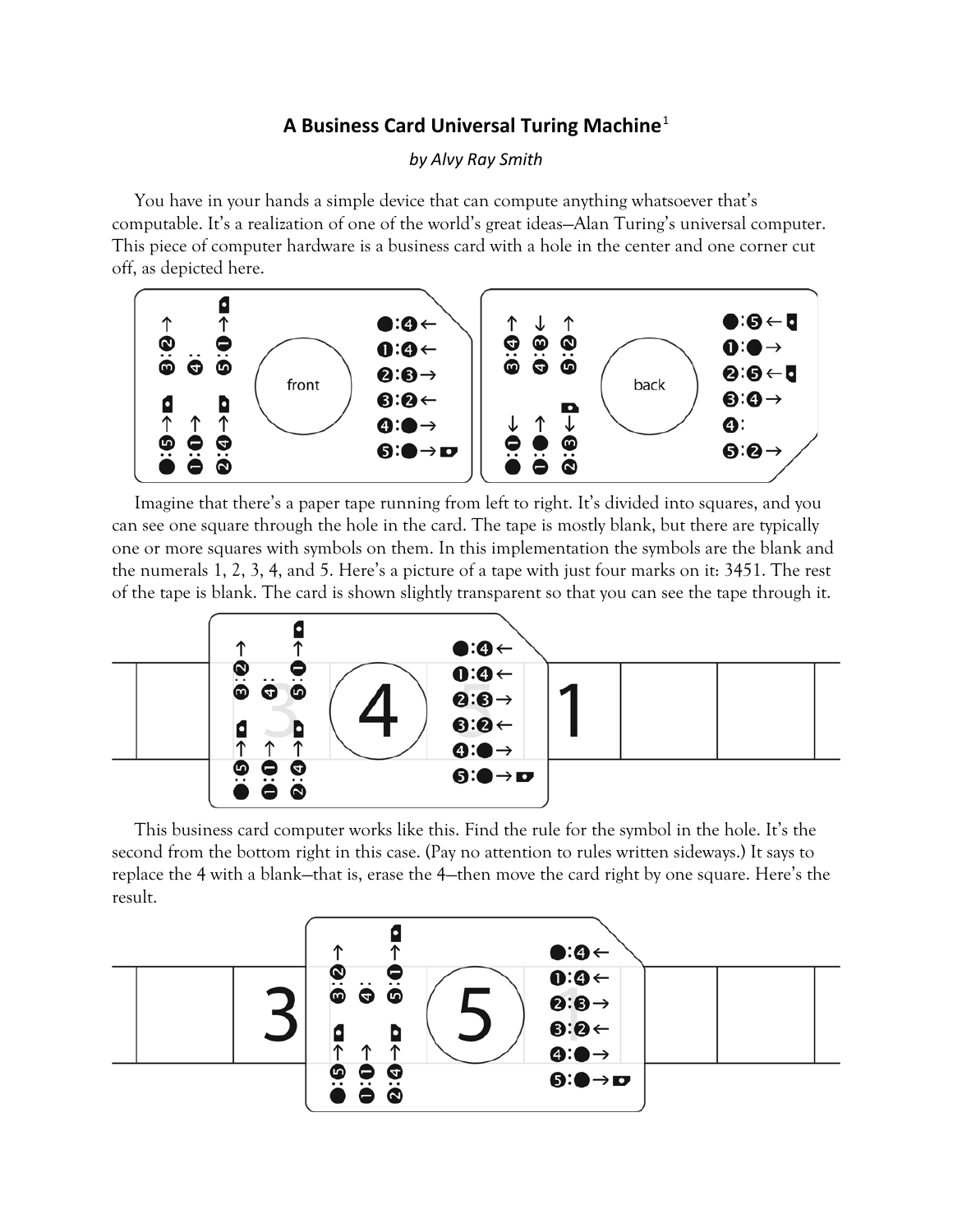# A Business Card Universal Turing Machine[1]

*by Alvy Ray Smith*

You have in your hands a simple device that can compute anything whatsoever that's computable. It's a realization of one of the world's great ideas—Alan Turing's universal computer. This piece of computer hardware is a business card with a hole in the center and one corner cut off, as depicted here.

Imagine that there's a paper tape running from left to right. It's divided into squares, and you can see one square through the hole in the card. The tape is mostly blank, but there are typically one or more squares with symbols on them. In this implementation the symbols are the blank and the numerals 1, 2, 3, 4, and 5. Here's a picture of a tape with just four marks on it: 3451. The rest of the tape is blank. The card is shown slightly transparent so that you can see the tape through it.

This business card computer works like this. Find the rule for the symbol in the hole. It's the second from the bottom right in this case. (Pay no attention to rules written sideways.) It says to replace the 4 with a blank—that is, erase the 4—then move the card right by one square. Here's the result.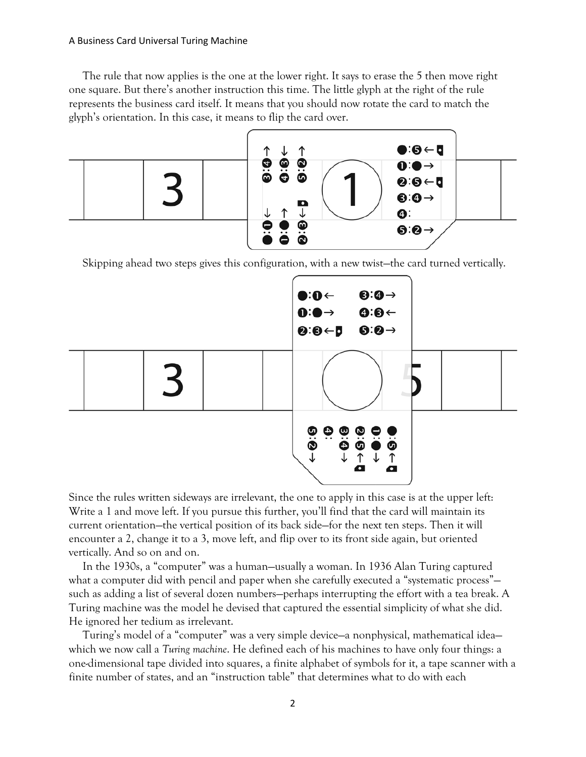The rule that now applies is the one at the lower right. It says to erase the 5 then move right one square. But there's another instruction this time. The little glyph at the right of the rule represents the business card itself. It means that you should now rotate the card to match the glyph's orientation. In this case, it means to flip the card over.

Skipping ahead two steps gives this configuration, with a new twist—the card turned vertically.

Since the rules written sideways are irrelevant, the one to apply in this case is at the upper left: Write a 1 and move left. If you pursue this further, you'll find that the card will maintain its current orientation—the vertical position of its back side—for the next ten steps. Then it will encounter a 2, change it to a 3, move left, and flip over to its front side again, but oriented vertically. And so on and on.

In the 1930s, a "computer" was a human—usually a woman. In 1936 Alan Turing captured what a computer did with pencil and paper when she carefully executed a "systematic process"—such as adding a list of several dozen numbers—perhaps interrupting the effort with a tea break. A Turing machine was the model he devised that captured the essential simplicity of what she did. He ignored her tedium as irrelevant.

Turing's model of a "computer" was a very simple device—a nonphysical, mathematical idea—which we now call a *Turing machine*. He defined each of his machines to have only four things: a one-dimensional tape divided into squares, a finite alphabet of symbols for it, a tape scanner with a finite number of states, and an "instruction table" that determines what to do with each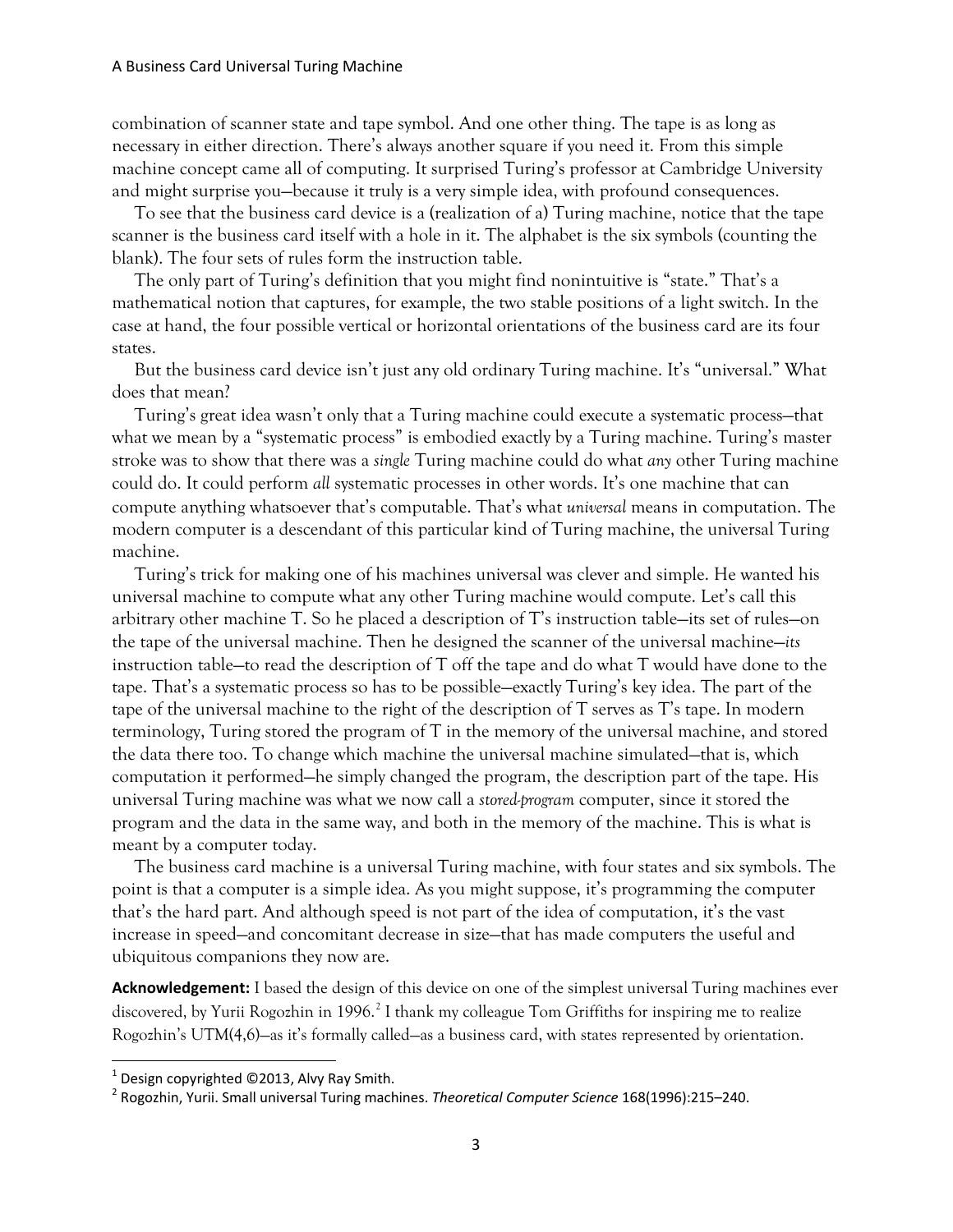combination of scanner state and tape symbol. And one other thing. The tape is as long as necessary in either direction. There's always another square if you need it. From this simple machine concept came all of computing. It surprised Turing's professor at Cambridge University and might surprise you—because it truly is a very simple idea, with profound consequences.

To see that the business card device is a (realization of a) Turing machine, notice that the tape scanner is the business card itself with a hole in it. The alphabet is the six symbols (counting the blank). The four sets of rules form the instruction table.

The only part of Turing's definition that you might find nonintuitive is "state." That's a mathematical notion that captures, for example, the two stable positions of a light switch. In the case at hand, the four possible vertical or horizontal orientations of the business card are its four states.

But the business card device isn't just any old ordinary Turing machine. It's "universal." What does that mean?

Turing's great idea wasn't only that a Turing machine could execute a systematic process—that what we mean by a "systematic process" is embodied exactly by a Turing machine. Turing's master stroke was to show that there was a *single* Turing machine could do what *any* other Turing machine could do. It could perform *all* systematic processes in other words. It's one machine that can compute anything whatsoever that's computable. That's what *universal* means in computation. The modern computer is a descendant of this particular kind of Turing machine, the universal Turing machine.

Turing's trick for making one of his machines universal was clever and simple. He wanted his universal machine to compute what any other Turing machine would compute. Let's call this arbitrary other machine T. So he placed a description of T's instruction table—its set of rules—on the tape of the universal machine. Then he designed the scanner of the universal machine—*its* instruction table—to read the description of T off the tape and do what T would have done to the tape. That's a systematic process so has to be possible—exactly Turing's key idea. The part of the tape of the universal machine to the right of the description of T serves as T's tape. In modern terminology, Turing stored the program of T in the memory of the universal machine, and stored the data there too. To change which machine the universal machine simulated—that is, which computation it performed—he simply changed the program, the description part of the tape. His universal Turing machine was what we now call a *stored-program* computer, since it stored the program and the data in the same way, and both in the memory of the machine. This is what is meant by a computer today.

The business card machine is a universal Turing machine, with four states and six symbols. The point is that a computer is a simple idea. As you might suppose, it's programming the computer that's the hard part. And although speed is not part of the idea of computation, it's the vast increase in speed—and concomitant decrease in size—that has made computers the useful and ubiquitous companions they now are.

**Acknowledgement:** I based the design of this device on one of the simplest universal Turing machines ever discovered, by Yurii Rogozhin in 1996.[2] I thank my colleague Tom Griffiths for inspiring me to realize Rogozhin's UTM(4,6)—as it's formally called—as a business card, with states represented by orientation.

---

[1] Design copyrighted ©2013, Alvy Ray Smith.

[2] Rogozhin, Yurii. Small universal Turing machines. *Theoretical Computer Science* 168(1996):215–240.